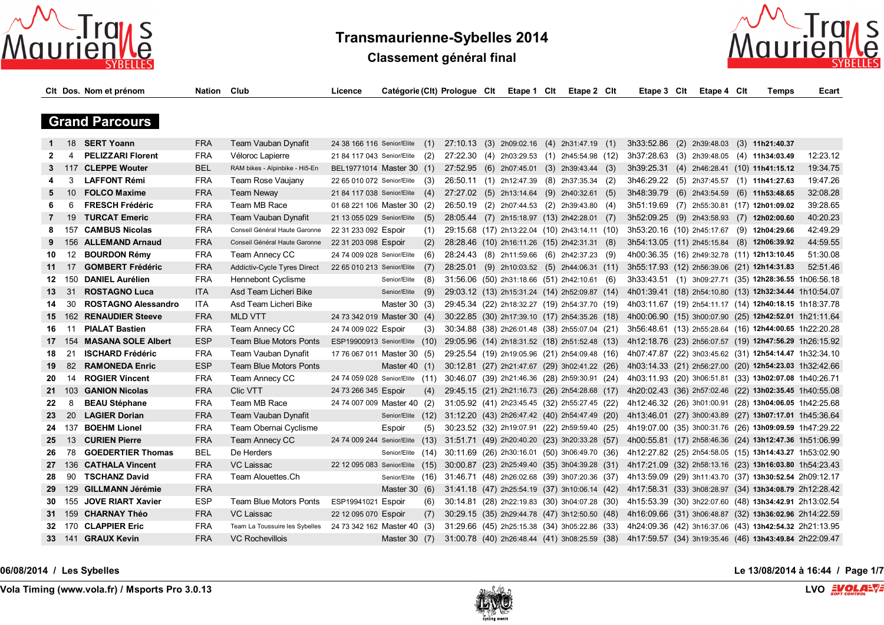# Transmaurienne-Sybelles 2014

## Classement général final

### Grand Parcours

| Clt | Dos. | Nom et prénom | Nation | Club | Licence | Catégorie | (Clt) | Prologue | Clt | Etape 1 | Clt | Etape 2 | Clt | Etape 3 | Clt | Etape 4 | Clt | Temps | Ecart |
|---|---|---|---|---|---|---|---|---|---|---|---|---|---|---|---|---|---|---|---|
| 1 | 18 | SERT Yoann | FRA | Team Vauban Dynafit | 24 38 166 116 | Senior/Elite | (1) | 27:10.13 | (3) | 2h09:02.16 | (4) | 2h31:47.19 | (1) | 3h33:52.86 | (2) | 2h39:48.03 | (3) | 11h21:40.37 | |
| 2 | 4 | PELIZZARI Florent | FRA | Véloroc Lapierre | 21 84 117 043 | Senior/Elite | (2) | 27:22.30 | (4) | 2h03:29.53 | (1) | 2h45:54.98 | (12) | 3h37:28.63 | (3) | 2h39:48.05 | (4) | 11h34:03.49 | 12:23.12 |
| 3 | 117 | CLEPPE Wouter | BEL | RAM bikes - Alpinbike - Hi5-En | BEL19771014 | Master 30 | (1) | 27:52.95 | (6) | 2h07:45.01 | (3) | 2h39:43.44 | (3) | 3h39:25.31 | (4) | 2h46:28.41 | (10) | 11h41:15.12 | 19:34.75 |
| 4 | 3 | LAFFONT Rémi | FRA | Team Rose Vaujany | 22 65 010 072 | Senior/Elite | (3) | 26:50.11 | (1) | 2h12:47.39 | (8) | 2h37:35.34 | (2) | 3h46:29.22 | (5) | 2h37:45.57 | (1) | 11h41:27.63 | 19:47.26 |
| 5 | 10 | FOLCO Maxime | FRA | Team Neway | 21 84 117 038 | Senior/Elite | (4) | 27:27.02 | (5) | 2h13:14.64 | (9) | 2h40:32.61 | (5) | 3h48:39.79 | (6) | 2h43:54.59 | (6) | 11h53:48.65 | 32:08.28 |
| 6 | 6 | FRESCH Frédéric | FRA | Team MB Race | 01 68 221 106 | Master 30 | (2) | 26:50.19 | (2) | 2h07:44.53 | (2) | 2h39:43.80 | (4) | 3h51:19.69 | (7) | 2h55:30.81 | (17) | 12h01:09.02 | 39:28.65 |
| 7 | 19 | TURCAT Emeric | FRA | Team Vauban Dynafit | 21 13 055 029 | Senior/Elite | (5) | 28:05.44 | (7) | 2h15:18.97 | (13) | 2h42:28.01 | (7) | 3h52:09.25 | (9) | 2h43:58.93 | (7) | 12h02:00.60 | 40:20.23 |
| 8 | 157 | CAMBUS Nicolas | FRA | Conseil Général Haute Garonne | 22 31 233 092 | Espoir | (1) | 29:15.68 | (17) | 2h13:22.04 | (10) | 2h43:14.11 | (10) | 3h53:20.16 | (10) | 2h45:17.67 | (9) | 12h04:29.66 | 42:49.29 |
| 9 | 156 | ALLEMAND Arnaud | FRA | Conseil Général Haute Garonne | 22 31 203 098 | Espoir | (2) | 28:28.46 | (10) | 2h16:11.26 | (15) | 2h42:31.31 | (8) | 3h54:13.05 | (11) | 2h45:15.84 | (8) | 12h06:39.92 | 44:59.55 |
| 10 | 12 | BOURDON Rémy | FRA | Team Annecy CC | 24 74 009 028 | Senior/Elite | (6) | 28:24.43 | (8) | 2h11:59.66 | (6) | 2h42:37.23 | (9) | 4h00:36.35 | (16) | 2h49:32.78 | (11) | 12h13:10.45 | 51:30.08 |
| 11 | 17 | GOMBERT Frédéric | FRA | Addictiv-Cycle Tyres Direct | 22 65 010 213 | Senior/Elite | (7) | 28:25.01 | (9) | 2h10:03.52 | (5) | 2h44:06.31 | (11) | 3h55:17.93 | (12) | 2h56:39.06 | (21) | 12h14:31.83 | 52:51.46 |
| 12 | 150 | DANIEL Aurélien | FRA | Hennebont Cyclisme | | Senior/Elite | (8) | 31:56.06 | (50) | 2h31:18.66 | (51) | 2h42:10.61 | (6) | 3h33:43.51 | (1) | 3h09:27.71 | (35) | 12h28:36.55 | 1h06:56.18 |
| 13 | 31 | ROSTAGNO Luca | ITA | Asd Team Licheri Bike | | Senior/Elite | (9) | 29:03.12 | (13) | 2h15:31.24 | (14) | 2h52:09.87 | (14) | 4h01:39.41 | (18) | 2h54:10.80 | (13) | 12h32:34.44 | 1h10:54.07 |
| 14 | 30 | ROSTAGNO Alessandro | ITA | Asd Team Licheri Bike | | Master 30 | (3) | 29:45.34 | (22) | 2h18:32.27 | (19) | 2h54:37.70 | (19) | 4h03:11.67 | (19) | 2h54:11.17 | (14) | 12h40:18.15 | 1h18:37.78 |
| 15 | 162 | RENAUDIER Steeve | FRA | MLD VTT | 24 73 342 019 | Master 30 | (4) | 30:22.85 | (30) | 2h17:39.10 | (17) | 2h54:35.26 | (18) | 4h00:06.90 | (15) | 3h00:07.90 | (25) | 12h42:52.01 | 1h21:11.64 |
| 16 | 11 | PIALAT Bastien | FRA | Team Annecy CC | 24 74 009 022 | Espoir | (3) | 30:34.88 | (38) | 2h26:01.48 | (38) | 2h55:07.04 | (21) | 3h56:48.61 | (13) | 2h55:28.64 | (16) | 12h44:00.65 | 1h22:20.28 |
| 17 | 154 | MASANA SOLE Albert | ESP | Team Blue Motors Ponts | ESP19900913 | Senior/Elite | (10) | 29:05.96 | (14) | 2h18:31.52 | (18) | 2h51:52.48 | (13) | 4h12:18.76 | (23) | 2h56:07.57 | (19) | 12h47:56.29 | 1h26:15.92 |
| 18 | 21 | ISCHARD Frédéric | FRA | Team Vauban Dynafit | 17 76 067 011 | Master 30 | (5) | 29:25.54 | (19) | 2h19:05.96 | (21) | 2h54:09.48 | (16) | 4h07:47.87 | (22) | 3h03:45.62 | (31) | 12h54:14.47 | 1h32:34.10 |
| 19 | 82 | RAMONEDA Enric | ESP | Team Blue Motors Ponts | | Master 40 | (1) | 30:12.81 | (27) | 2h21:47.67 | (29) | 3h02:41.22 | (26) | 4h03:14.33 | (21) | 2h56:27.00 | (20) | 12h54:23.03 | 1h32:42.66 |
| 20 | 14 | ROGIER Vincent | FRA | Team Annecy CC | 24 74 059 028 | Senior/Elite | (11) | 30:46.07 | (39) | 2h21:46.36 | (28) | 2h59:30.91 | (24) | 4h03:11.93 | (20) | 3h06:51.81 | (33) | 13h02:07.08 | 1h40:26.71 |
| 21 | 103 | GANION Nicolas | FRA | Clic VTT | 24 73 266 345 | Espoir | (4) | 29:45.15 | (21) | 2h21:16.73 | (26) | 2h54:28.68 | (17) | 4h20:02.43 | (36) | 2h57:02.46 | (22) | 13h02:35.45 | 1h40:55.08 |
| 22 | 8 | BEAU Stéphane | FRA | Team MB Race | 24 74 007 009 | Master 40 | (2) | 31:05.92 | (41) | 2h23:45.45 | (32) | 2h55:27.45 | (22) | 4h12:46.32 | (26) | 3h01:00.91 | (28) | 13h04:06.05 | 1h42:25.68 |
| 23 | 20 | LAGIER Dorian | FRA | Team Vauban Dynafit | | Senior/Elite | (12) | 31:12.20 | (43) | 2h26:47.42 | (40) | 2h54:47.49 | (20) | 4h13:46.01 | (27) | 3h00:43.89 | (27) | 13h07:17.01 | 1h45:36.64 |
| 24 | 137 | BOEHM Lionel | FRA | Team Obernai Cyclisme | | Espoir | (5) | 30:23.52 | (32) | 2h19:07.91 | (22) | 2h59:59.40 | (25) | 4h19:07.00 | (35) | 3h00:31.76 | (26) | 13h09:09.59 | 1h47:29.22 |
| 25 | 13 | CURIEN Pierre | FRA | Team Annecy CC | 24 74 009 244 | Senior/Elite | (13) | 31:51.71 | (49) | 2h20:40.20 | (23) | 3h20:33.28 | (57) | 4h00:55.81 | (17) | 2h58:46.36 | (24) | 13h12:47.36 | 1h51:06.99 |
| 26 | 78 | GOEDERTIER Thomas | BEL | De Herders | | Senior/Elite | (14) | 30:11.69 | (26) | 2h30:16.01 | (50) | 3h06:49.70 | (36) | 4h12:27.82 | (25) | 2h54:58.05 | (15) | 13h14:43.27 | 1h53:02.90 |
| 27 | 136 | CATHALA Vincent | FRA | VC Laissac | 22 12 095 083 | Senior/Elite | (15) | 30:00.87 | (23) | 2h25:49.40 | (35) | 3h04:39.28 | (31) | 4h17:21.09 | (32) | 2h58:13.16 | (23) | 13h16:03.80 | 1h54:23.43 |
| 28 | 90 | TSCHANZ David | FRA | Team Alouettes.Ch | | Senior/Elite | (16) | 31:46.71 | (48) | 2h26:02.68 | (39) | 3h07:20.36 | (37) | 4h13:59.09 | (29) | 3h11:43.70 | (37) | 13h30:52.54 | 2h09:12.17 |
| 29 | 129 | GILLMANN Jérémie | FRA | | | Master 30 | (6) | 31:41.18 | (47) | 2h25:54.19 | (37) | 3h10:06.14 | (42) | 4h17:58.31 | (33) | 3h08:28.97 | (34) | 13h34:08.79 | 2h12:28.42 |
| 30 | 155 | JOVE RIART Xavier | ESP | Team Blue Motors Ponts | ESP19941021 | Espoir | (6) | 30:14.81 | (28) | 2h22:19.83 | (30) | 3h04:07.28 | (30) | 4h15:53.39 | (30) | 3h22:07.60 | (48) | 13h34:42.91 | 2h13:02.54 |
| 31 | 159 | CHARNAY Théo | FRA | VC Laissac | 22 12 095 070 | Espoir | (7) | 30:29.15 | (35) | 2h29:44.78 | (47) | 3h12:50.50 | (48) | 4h16:09.66 | (31) | 3h06:48.87 | (32) | 13h36:02.96 | 2h14:22.59 |
| 32 | 170 | CLAPPIER Eric | FRA | Team La Toussuire les Sybelles | 24 73 342 162 | Master 40 | (3) | 31:29.66 | (45) | 2h25:15.38 | (34) | 3h05:22.86 | (33) | 4h24:09.36 | (42) | 3h16:37.06 | (43) | 13h42:54.32 | 2h21:13.95 |
| 33 | 141 | GRAUX Kevin | FRA | VC Rochevillois | | Master 30 | (7) | 31:00.78 | (40) | 2h26:48.44 | (41) | 3h08:25.59 | (38) | 4h17:59.57 | (34) | 3h19:35.46 | (46) | 13h43:49.84 | 2h22:09.47 |

06/08/2014 / Les Sybelles

Le 13/08/2014 à 16:44

Vola Timing (www.vola.fr) / Msports Pro 3.0.13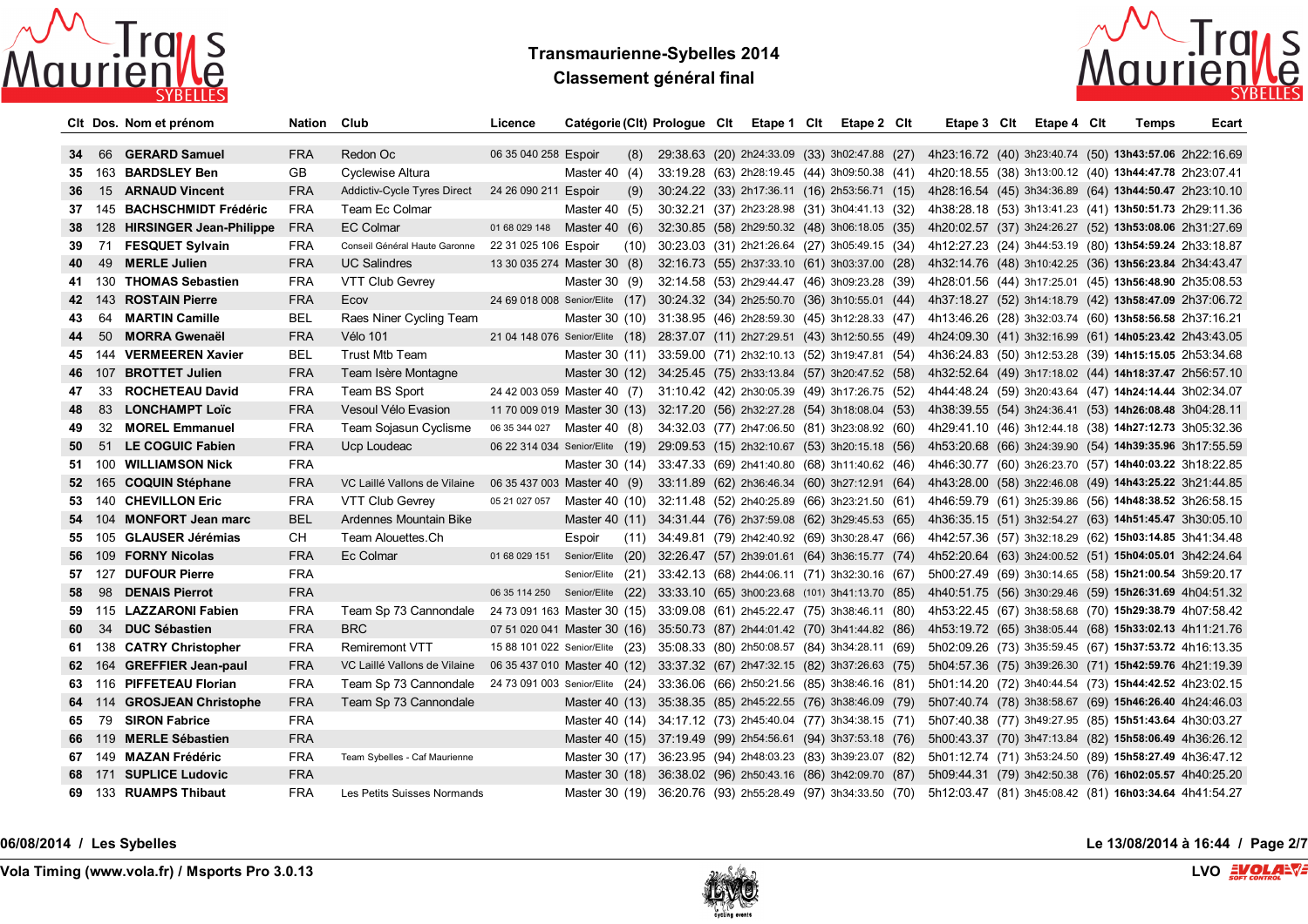# Transmaurienne-Sybelles 2014

## Classement général final

| Clt | Dos. | Nom et prénom | Nation | Club | Licence | Catégorie (Clt) | | Prologue | Clt | Etape 1 | Clt | Etape 2 | Clt | Etape 3 | Clt | Etape 4 | Clt | Temps | Ecart |
|---|---|---|---|---|---|---|---|---|---|---|---|---|---|---|---|---|---|---|---|
| 34 | 66 | **GERARD Samuel** | FRA | Redon Oc | 06 35 040 258 | Espoir | (8) | 29:38.63 | (20) | 2h24:33.09 | (33) | 3h02:47.88 | (27) | 4h23:16.72 | (40) | 3h23:40.74 | (50) | **13h43:57.06** | 2h22:16.69 |
| 35 | 163 | **BARDSLEY Ben** | GB | Cyclewise Altura | | Master 40 | (4) | 33:19.28 | (63) | 2h28:19.45 | (44) | 3h09:50.38 | (41) | 4h20:18.55 | (38) | 3h13:00.12 | (40) | **13h44:47.78** | 2h23:07.41 |
| 36 | 15 | **ARNAUD Vincent** | FRA | Addictiv-Cycle Tyres Direct | 24 26 090 211 | Espoir | (9) | 30:24.22 | (33) | 2h17:36.11 | (16) | 2h53:56.71 | (15) | 4h28:16.54 | (45) | 3h34:36.89 | (64) | **13h44:50.47** | 2h23:10.10 |
| 37 | 145 | **BACHSCHMIDT Frédéric** | FRA | Team Ec Colmar | | Master 40 | (5) | 30:32.21 | (37) | 2h23:28.98 | (31) | 3h04:41.13 | (32) | 4h38:28.18 | (53) | 3h13:41.23 | (41) | **13h50:51.73** | 2h29:11.36 |
| 38 | 128 | **HIRSINGER Jean-Philippe** | FRA | EC Colmar | 01 68 029 148 | Master 40 | (6) | 32:30.85 | (58) | 2h29:50.32 | (48) | 3h06:18.05 | (35) | 4h20:02.57 | (37) | 3h24:26.27 | (52) | **13h53:08.06** | 2h31:27.69 |
| 39 | 71 | **FESQUET Sylvain** | FRA | Conseil Général Haute Garonne | 22 31 025 106 | Espoir | (10) | 30:23.03 | (31) | 2h21:26.64 | (27) | 3h05:49.15 | (34) | 4h12:27.23 | (24) | 3h44:53.19 | (80) | **13h54:59.24** | 2h33:18.87 |
| 40 | 49 | **MERLE Julien** | FRA | UC Salindres | 13 30 035 274 | Master 30 | (8) | 32:16.73 | (55) | 2h37:33.10 | (61) | 3h03:37.00 | (28) | 4h32:14.76 | (48) | 3h10:42.25 | (36) | **13h56:23.84** | 2h34:43.47 |
| 41 | 130 | **THOMAS Sebastien** | FRA | VTT Club Gevrey | | Master 30 | (9) | 32:14.58 | (53) | 2h29:44.47 | (46) | 3h09:23.28 | (39) | 4h28:01.56 | (44) | 3h17:25.01 | (45) | **13h56:48.90** | 2h35:08.53 |
| 42 | 143 | **ROSTAIN Pierre** | FRA | Ecov | 24 69 018 008 | Senior/Elite | (17) | 30:24.32 | (34) | 2h25:50.70 | (36) | 3h10:55.01 | (44) | 4h37:18.27 | (52) | 3h14:18.79 | (42) | **13h58:47.09** | 2h37:06.72 |
| 43 | 64 | **MARTIN Camille** | BEL | Raes Niner Cycling Team | | Master 30 | (10) | 31:38.95 | (46) | 2h28:59.30 | (45) | 3h12:28.33 | (47) | 4h13:46.26 | (28) | 3h32:03.74 | (60) | **13h58:56.58** | 2h37:16.21 |
| 44 | 50 | **MORRA Gwenaël** | FRA | Vélo 101 | 21 04 148 076 | Senior/Elite | (18) | 28:37.07 | (11) | 2h27:29.51 | (43) | 3h12:50.55 | (49) | 4h24:09.30 | (41) | 3h32:16.99 | (61) | **14h05:23.42** | 2h43:43.05 |
| 45 | 144 | **VERMEEREN Xavier** | BEL | Trust Mtb Team | | Master 30 | (11) | 33:59.00 | (71) | 2h32:10.13 | (52) | 3h19:47.81 | (54) | 4h36:24.83 | (50) | 3h12:53.28 | (39) | **14h15:15.05** | 2h53:34.68 |
| 46 | 107 | **BROTTET Julien** | FRA | Team Isère Montagne | | Master 30 | (12) | 34:25.45 | (75) | 2h33:13.84 | (57) | 3h20:47.52 | (58) | 4h32:52.64 | (49) | 3h17:18.02 | (44) | **14h18:37.47** | 2h56:57.10 |
| 47 | 33 | **ROCHETEAU David** | FRA | Team BS Sport | 24 42 003 059 | Master 40 | (7) | 31:10.42 | (42) | 2h30:05.39 | (49) | 3h17:26.75 | (52) | 4h44:48.24 | (59) | 3h20:43.64 | (47) | **14h24:14.44** | 3h02:34.07 |
| 48 | 83 | **LONCHAMPT Loïc** | FRA | Vesoul Vélo Evasion | 11 70 009 019 | Master 30 | (13) | 32:17.20 | (56) | 2h32:27.28 | (54) | 3h18:08.04 | (53) | 4h38:39.55 | (54) | 3h24:36.41 | (53) | **14h26:08.48** | 3h04:28.11 |
| 49 | 32 | **MOREL Emmanuel** | FRA | Team Sojasun Cyclisme | 06 35 344 027 | Master 40 | (8) | 34:32.03 | (77) | 2h47:06.50 | (81) | 3h23:08.92 | (60) | 4h29:41.10 | (46) | 3h12:44.18 | (38) | **14h27:12.73** | 3h05:32.36 |
| 50 | 51 | **LE COGUIC Fabien** | FRA | Ucp Loudeac | 06 22 314 034 | Senior/Elite | (19) | 29:09.53 | (15) | 2h32:10.67 | (53) | 3h20:15.18 | (56) | 4h53:20.68 | (66) | 3h24:39.90 | (54) | **14h39:35.96** | 3h17:55.59 |
| 51 | 100 | **WILLIAMSON Nick** | FRA | | | Master 30 | (14) | 33:47.33 | (69) | 2h41:40.80 | (68) | 3h11:40.62 | (46) | 4h46:30.77 | (60) | 3h26:23.70 | (57) | **14h40:03.22** | 3h18:22.85 |
| 52 | 165 | **COQUIN Stéphane** | FRA | VC Laillé Vallons de Vilaine | 06 35 437 003 | Master 40 | (9) | 33:11.89 | (62) | 2h36:46.34 | (60) | 3h27:12.91 | (64) | 4h43:28.00 | (58) | 3h22:46.08 | (49) | **14h43:25.22** | 3h21:44.85 |
| 53 | 140 | **CHEVILLON Eric** | FRA | VTT Club Gevrey | 05 21 027 057 | Master 40 | (10) | 32:11.48 | (52) | 2h40:25.89 | (66) | 3h23:21.50 | (61) | 4h46:59.79 | (61) | 3h25:39.86 | (56) | **14h48:38.52** | 3h26:58.15 |
| 54 | 104 | **MONFORT Jean marc** | BEL | Ardennes Mountain Bike | | Master 40 | (11) | 34:31.44 | (76) | 2h37:59.08 | (62) | 3h29:45.53 | (65) | 4h36:35.15 | (51) | 3h32:54.27 | (63) | **14h51:45.47** | 3h30:05.10 |
| 55 | 105 | **GLAUSER Jérémias** | CH | Team Alouettes.Ch | | Espoir | (11) | 34:49.81 | (79) | 2h42:40.92 | (69) | 3h30:28.47 | (66) | 4h42:57.36 | (57) | 3h32:18.29 | (62) | **15h03:14.85** | 3h41:34.48 |
| 56 | 109 | **FORNY Nicolas** | FRA | Ec Colmar | 01 68 029 151 | Senior/Elite | (20) | 32:26.47 | (57) | 2h39:01.61 | (64) | 3h36:15.77 | (74) | 4h52:20.64 | (63) | 3h24:00.52 | (51) | **15h04:05.01** | 3h42:24.64 |
| 57 | 127 | **DUFOUR Pierre** | FRA | | | Senior/Elite | (21) | 33:42.13 | (68) | 2h44:06.11 | (71) | 3h32:30.16 | (67) | 5h00:27.49 | (69) | 3h30:14.65 | (58) | **15h21:00.54** | 3h59:20.17 |
| 58 | 98 | **DENAIS Pierrot** | FRA | | 06 35 114 250 | Senior/Elite | (22) | 33:33.10 | (65) | 3h00:23.68 | (101) | 3h41:13.70 | (85) | 4h40:51.75 | (56) | 3h30:29.46 | (59) | **15h26:31.69** | 4h04:51.32 |
| 59 | 115 | **LAZZARONI Fabien** | FRA | Team Sp 73 Cannondale | 24 73 091 163 | Master 30 | (15) | 33:09.08 | (61) | 2h45:22.47 | (75) | 3h38:46.11 | (80) | 4h53:22.45 | (67) | 3h38:58.68 | (70) | **15h29:38.79** | 4h07:58.42 |
| 60 | 34 | **DUC Sébastien** | FRA | BRC | 07 51 020 041 | Master 30 | (16) | 35:50.73 | (87) | 2h44:01.42 | (70) | 3h41:44.82 | (86) | 4h53:19.72 | (65) | 3h38:05.44 | (68) | **15h33:02.13** | 4h11:21.76 |
| 61 | 138 | **CATRY Christopher** | FRA | Remiremont VTT | 15 88 101 022 | Senior/Elite | (23) | 35:08.33 | (80) | 2h50:08.57 | (84) | 3h34:28.11 | (69) | 5h02:09.26 | (73) | 3h35:59.45 | (67) | **15h37:53.72** | 4h16:13.35 |
| 62 | 164 | **GREFFIER Jean-paul** | FRA | VC Laillé Vallons de Vilaine | 06 35 437 010 | Master 40 | (12) | 33:37.32 | (67) | 2h47:32.15 | (82) | 3h37:26.63 | (75) | 5h04:57.36 | (75) | 3h39:26.30 | (71) | **15h42:59.76** | 4h21:19.39 |
| 63 | 116 | **PIFFETEAU Florian** | FRA | Team Sp 73 Cannondale | 24 73 091 003 | Senior/Elite | (24) | 33:36.06 | (66) | 2h50:21.56 | (85) | 3h38:46.16 | (81) | 5h01:14.20 | (72) | 3h40:44.54 | (73) | **15h44:42.52** | 4h23:02.15 |
| 64 | 114 | **GROSJEAN Christophe** | FRA | Team Sp 73 Cannondale | | Master 40 | (13) | 35:38.35 | (85) | 2h45:22.55 | (76) | 3h38:46.09 | (79) | 5h07:40.74 | (78) | 3h38:58.67 | (69) | **15h46:26.40** | 4h24:46.03 |
| 65 | 79 | **SIRON Fabrice** | FRA | | | Master 40 | (14) | 34:17.12 | (73) | 2h45:40.04 | (77) | 3h34:38.15 | (71) | 5h07:40.38 | (77) | 3h49:27.95 | (85) | **15h51:43.64** | 4h30:03.27 |
| 66 | 119 | **MERLE Sébastien** | FRA | | | Master 40 | (15) | 37:19.49 | (99) | 2h54:56.61 | (94) | 3h37:53.18 | (76) | 5h00:43.37 | (70) | 3h47:13.84 | (82) | **15h58:06.49** | 4h36:26.12 |
| 67 | 149 | **MAZAN Frédéric** | FRA | Team Sybelles - Caf Maurienne | | Master 30 | (17) | 36:23.95 | (94) | 2h48:03.23 | (83) | 3h39:23.07 | (82) | 5h01:12.74 | (71) | 3h53:24.50 | (89) | **15h58:27.49** | 4h36:47.12 |
| 68 | 171 | **SUPLICE Ludovic** | FRA | | | Master 30 | (18) | 36:38.02 | (96) | 2h50:43.16 | (86) | 3h42:09.70 | (87) | 5h09:44.31 | (79) | 3h42:50.38 | (76) | **16h02:05.57** | 4h40:25.20 |
| 69 | 133 | **RUAMPS Thibaut** | FRA | Les Petits Suisses Normands | | Master 30 | (19) | 36:20.76 | (93) | 2h55:28.49 | (97) | 3h34:33.50 | (70) | 5h12:03.47 | (81) | 3h45:08.42 | (81) | **16h03:34.64** | 4h41:54.27 |

**06/08/2014 / Les Sybelles**

**Le 13/08/2014 à 16:44**

**Vola Timing (www.vola.fr) / Msports Pro 3.0.13**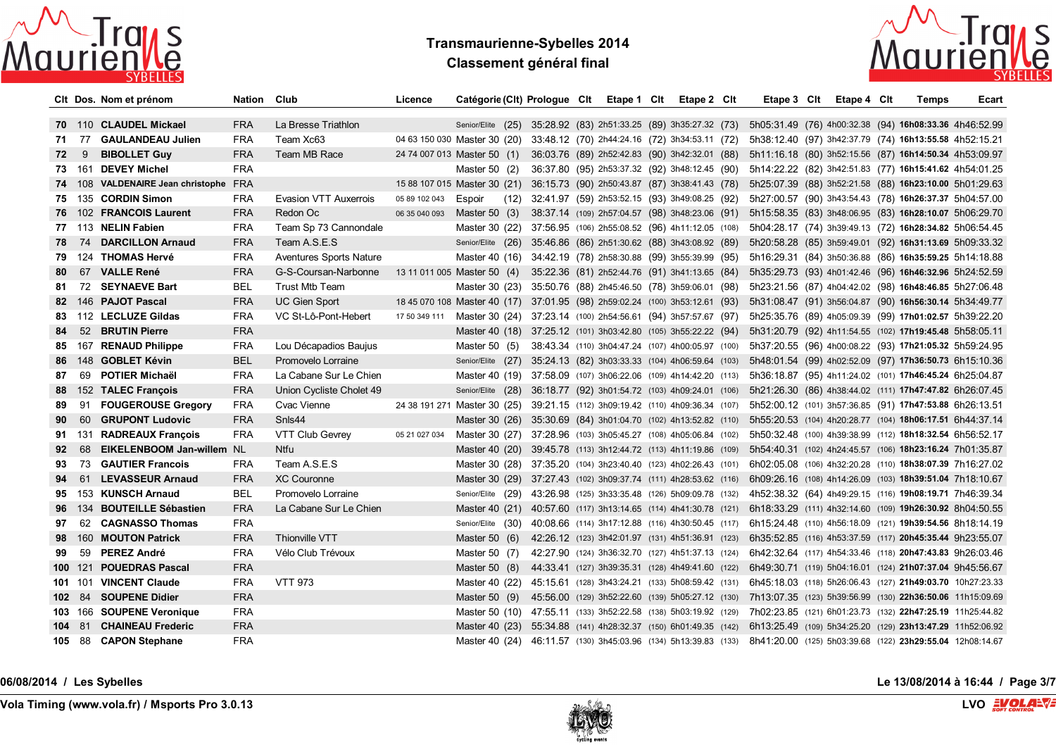# Transmaurienne-Sybelles 2014

## Classement général final

| Clt | Dos. | Nom et prénom | Nation | Club | Licence | Catégorie (Clt) | Prologue | Clt | Etape 1 | Clt | Etape 2 | Clt | Etape 3 | Clt | Etape 4 | Clt | Temps | Ecart |
|---|---|---|---|---|---|---|---|---|---|---|---|---|---|---|---|---|---|---|
| 70 | 110 | CLAUDEL Mickael | FRA | La Bresse Triathlon | | Senior/Elite (25) | 35:28.92 | (83) | 2h51:33.25 | (89) | 3h35:27.32 | (73) | 5h05:31.49 | (76) | 4h00:32.38 | (94) | 16h08:33.36 | 4h46:52.99 |
| 71 | 77 | GAULANDEAU Julien | FRA | Team Xc63 | 04 63 150 030 | Master 30 (20) | 33:48.12 | (70) | 2h44:24.16 | (72) | 3h34:53.11 | (72) | 5h38:12.40 | (97) | 3h42:37.79 | (74) | 16h13:55.58 | 4h52:15.21 |
| 72 | 9 | BIBOLLET Guy | FRA | Team MB Race | 24 74 007 013 | Master 50 (1) | 36:03.76 | (89) | 2h52:42.83 | (90) | 3h42:32.01 | (88) | 5h11:16.18 | (80) | 3h52:15.56 | (87) | 16h14:50.34 | 4h53:09.97 |
| 73 | 161 | DEVEY Michel | FRA | | | Master 50 (2) | 36:37.80 | (95) | 2h53:37.32 | (92) | 3h48:12.45 | (90) | 5h14:22.22 | (82) | 3h42:51.83 | (77) | 16h15:41.62 | 4h54:01.25 |
| 74 | 108 | VALDENAIRE Jean christophe | FRA | | 15 88 107 015 | Master 30 (21) | 36:15.73 | (90) | 2h50:43.87 | (87) | 3h38:41.43 | (78) | 5h25:07.39 | (88) | 3h52:21.58 | (88) | 16h23:10.00 | 5h01:29.63 |
| 75 | 135 | CORDIN Simon | FRA | Evasion VTT Auxerrois | 05 89 102 043 | Espoir (12) | 32:41.97 | (59) | 2h53:52.15 | (93) | 3h49:08.25 | (92) | 5h27:00.57 | (90) | 3h43:54.43 | (78) | 16h26:37.37 | 5h04:57.00 |
| 76 | 102 | FRANCOIS Laurent | FRA | Redon Oc | 06 35 040 093 | Master 50 (3) | 38:37.14 | (109) | 2h57:04.57 | (98) | 3h48:23.06 | (91) | 5h15:58.35 | (83) | 3h48:06.95 | (83) | 16h28:10.07 | 5h06:29.70 |
| 77 | 113 | NELIN Fabien | FRA | Team Sp 73 Cannondale | | Master 30 (22) | 37:56.95 | (106) | 2h55:08.52 | (96) | 4h11:12.05 | (108) | 5h04:28.17 | (74) | 3h39:49.13 | (72) | 16h28:34.82 | 5h06:54.45 |
| 78 | 74 | DARCILLON Arnaud | FRA | Team A.S.E.S | | Senior/Elite (26) | 35:46.86 | (86) | 2h51:30.62 | (88) | 3h43:08.92 | (89) | 5h20:58.28 | (85) | 3h59:49.01 | (92) | 16h31:13.69 | 5h09:33.32 |
| 79 | 124 | THOMAS Hervé | FRA | Aventures Sports Nature | | Master 40 (16) | 34:42.19 | (78) | 2h58:30.88 | (99) | 3h55:39.99 | (95) | 5h16:29.31 | (84) | 3h50:36.88 | (86) | 16h35:59.25 | 5h14:18.88 |
| 80 | 67 | VALLE René | FRA | G-S-Coursan-Narbonne | 13 11 011 005 | Master 50 (4) | 35:22.36 | (81) | 2h52:44.76 | (91) | 3h41:13.65 | (84) | 5h35:29.73 | (93) | 4h01:42.46 | (96) | 16h46:32.96 | 5h24:52.59 |
| 81 | 72 | SEYNAEVE Bart | BEL | Trust Mtb Team | | Master 30 (23) | 35:50.76 | (88) | 2h45:46.50 | (78) | 3h59:06.01 | (98) | 5h23:21.56 | (87) | 4h04:42.02 | (98) | 16h48:46.85 | 5h27:06.48 |
| 82 | 146 | PAJOT Pascal | FRA | UC Gien Sport | 18 45 070 108 | Master 40 (17) | 37:01.95 | (98) | 2h59:02.24 | (100) | 3h53:12.61 | (93) | 5h31:08.47 | (91) | 3h56:04.87 | (90) | 16h56:30.14 | 5h34:49.77 |
| 83 | 112 | LECLUZE Gildas | FRA | VC St-Lô-Pont-Hebert | 17 50 349 111 | Master 30 (24) | 37:23.14 | (100) | 2h54:56.61 | (94) | 3h57:57.67 | (97) | 5h25:35.76 | (89) | 4h05:09.39 | (99) | 17h01:02.57 | 5h39:22.20 |
| 84 | 52 | BRUTIN Pierre | FRA | | | Master 40 (18) | 37:25.12 | (101) | 3h03:42.80 | (105) | 3h55:22.22 | (94) | 5h31:20.79 | (92) | 4h11:54.55 | (102) | 17h19:45.48 | 5h58:05.11 |
| 85 | 167 | RENAUD Philippe | FRA | Lou Décapadios Baujus | | Master 50 (5) | 38:43.34 | (110) | 3h04:47.24 | (107) | 4h00:05.97 | (100) | 5h37:20.55 | (96) | 4h00:08.22 | (93) | 17h21:05.32 | 5h59:24.95 |
| 86 | 148 | GOBLET Kévin | BEL | Promovelo Lorraine | | Senior/Elite (27) | 35:24.13 | (82) | 3h03:33.33 | (104) | 4h06:59.64 | (103) | 5h48:01.54 | (99) | 4h02:52.09 | (97) | 17h36:50.73 | 6h15:10.36 |
| 87 | 69 | POTIER Michaël | FRA | La Cabane Sur Le Chien | | Master 40 (19) | 37:58.09 | (107) | 3h06:22.06 | (109) | 4h14:42.20 | (113) | 5h36:18.87 | (95) | 4h11:24.02 | (101) | 17h46:45.24 | 6h25:04.87 |
| 88 | 152 | TALEC François | FRA | Union Cycliste Cholet 49 | | Senior/Elite (28) | 36:18.77 | (92) | 3h01:54.72 | (103) | 4h09:24.01 | (106) | 5h21:26.30 | (86) | 4h38:44.02 | (111) | 17h47:47.82 | 6h26:07.45 |
| 89 | 91 | FOUGEROUSE Gregory | FRA | Cvac Vienne | 24 38 191 271 | Master 30 (25) | 39:21.15 | (112) | 3h09:19.42 | (110) | 4h09:36.34 | (107) | 5h52:00.12 | (101) | 3h57:36.85 | (91) | 17h47:53.88 | 6h26:13.51 |
| 90 | 60 | GRUPONT Ludovic | FRA | Snls44 | | Master 30 (26) | 35:30.69 | (84) | 3h01:04.70 | (102) | 4h13:52.82 | (110) | 5h55:20.53 | (104) | 4h20:28.77 | (104) | 18h06:17.51 | 6h44:37.14 |
| 91 | 131 | RADREAUX François | FRA | VTT Club Gevrey | 05 21 027 034 | Master 30 (27) | 37:28.96 | (103) | 3h05:45.27 | (108) | 4h05:06.84 | (102) | 5h50:32.48 | (100) | 4h39:38.99 | (112) | 18h18:32.54 | 6h56:52.17 |
| 92 | 68 | EIKELENBOOM Jan-willem | NL | Ntfu | | Master 40 (20) | 39:45.78 | (113) | 3h12:44.72 | (113) | 4h11:19.86 | (109) | 5h54:40.31 | (102) | 4h24:45.57 | (106) | 18h23:16.24 | 7h01:35.87 |
| 93 | 73 | GAUTIER Francois | FRA | Team A.S.E.S | | Master 30 (28) | 37:35.20 | (104) | 3h23:40.40 | (123) | 4h02:26.43 | (101) | 6h02:05.08 | (106) | 4h32:20.28 | (110) | 18h38:07.39 | 7h16:27.02 |
| 94 | 61 | LEVASSEUR Arnaud | FRA | XC Couronne | | Master 30 (29) | 37:27.43 | (102) | 3h09:37.74 | (111) | 4h28:53.62 | (116) | 6h09:26.16 | (108) | 4h14:26.09 | (103) | 18h39:51.04 | 7h18:10.67 |
| 95 | 153 | KUNSCH Arnaud | BEL | Promovelo Lorraine | | Senior/Elite (29) | 43:26.98 | (125) | 3h33:35.48 | (126) | 5h09:09.78 | (132) | 4h52:38.32 | (64) | 4h49:29.15 | (116) | 19h08:19.71 | 7h46:39.34 |
| 96 | 134 | BOUTEILLE Sébastien | FRA | La Cabane Sur Le Chien | | Master 40 (21) | 40:57.60 | (117) | 3h13:14.65 | (114) | 4h41:30.78 | (121) | 6h18:33.29 | (111) | 4h32:14.60 | (109) | 19h26:30.92 | 8h04:50.55 |
| 97 | 62 | CAGNASSO Thomas | FRA | | | Senior/Elite (30) | 40:08.66 | (114) | 3h17:12.88 | (116) | 4h30:50.45 | (117) | 6h15:24.48 | (110) | 4h56:18.09 | (121) | 19h39:54.56 | 8h18:14.19 |
| 98 | 160 | MOUTON Patrick | FRA | Thionville VTT | | Master 50 (6) | 42:26.12 | (123) | 3h42:01.97 | (131) | 4h51:36.91 | (123) | 6h35:52.85 | (116) | 4h53:37.59 | (117) | 20h45:35.44 | 9h23:55.07 |
| 99 | 59 | PEREZ André | FRA | Vélo Club Trévoux | | Master 50 (7) | 42:27.90 | (124) | 3h36:32.70 | (127) | 4h51:37.13 | (124) | 6h42:32.64 | (117) | 4h54:33.46 | (118) | 20h47:43.83 | 9h26:03.46 |
| 100 | 121 | POUEDRAS Pascal | FRA | | | Master 50 (8) | 44:33.41 | (127) | 3h39:35.31 | (128) | 4h49:41.60 | (122) | 6h49:30.71 | (119) | 5h04:16.01 | (124) | 21h07:37.04 | 9h45:56.67 |
| 101 | 101 | VINCENT Claude | FRA | VTT 973 | | Master 40 (22) | 45:15.61 | (128) | 3h43:24.21 | (133) | 5h08:59.42 | (131) | 6h45:18.03 | (118) | 5h26:06.43 | (127) | 21h49:03.70 | 10h27:23.33 |
| 102 | 84 | SOUPENE Didier | FRA | | | Master 50 (9) | 45:56.00 | (129) | 3h52:22.60 | (139) | 5h05:27.12 | (130) | 7h13:07.35 | (123) | 5h39:56.99 | (130) | 22h36:50.06 | 11h15:09.69 |
| 103 | 166 | SOUPENE Veronique | FRA | | | Master 50 (10) | 47:55.11 | (133) | 3h52:22.58 | (138) | 5h03:19.92 | (129) | 7h02:23.85 | (121) | 6h01:23.73 | (132) | 22h47:25.19 | 11h25:44.82 |
| 104 | 81 | CHAINEAU Frederic | FRA | | | Master 40 (23) | 55:34.88 | (141) | 4h28:32.37 | (150) | 6h01:49.35 | (142) | 6h13:25.49 | (109) | 5h34:25.20 | (129) | 23h13:47.29 | 11h52:06.92 |
| 105 | 88 | CAPON Stephane | FRA | | | Master 40 (24) | 46:11.57 | (130) | 3h45:03.96 | (134) | 5h13:39.83 | (133) | 8h41:20.00 | (125) | 5h03:39.68 | (122) | 23h29:55.04 | 12h08:14.67 |

06/08/2014 / Les Sybelles

Le 13/08/2014 à 16:44

Vola Timing (www.vola.fr) / Msports Pro 3.0.13

LVO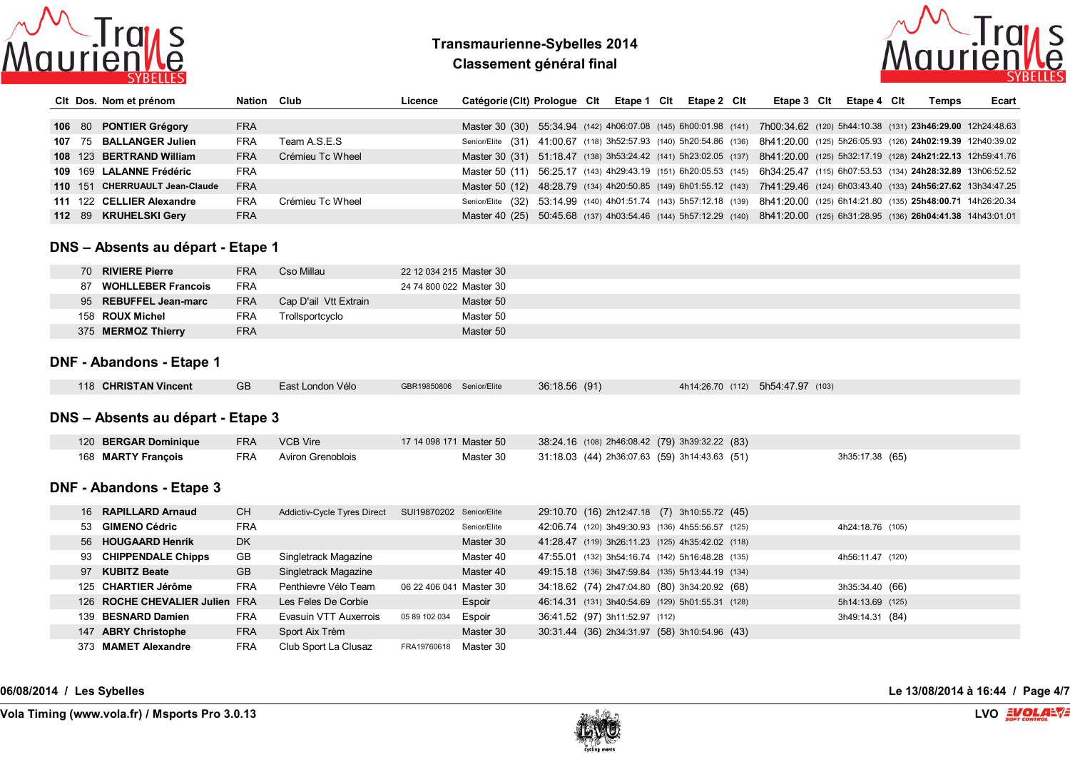| Clt | Dos. | Nom et prénom | Nation | Club | Licence | Catégorie (Clt) | Prologue | Clt | Etape 1 | Clt | Etape 2 | Clt | Etape 3 | Clt | Etape 4 | Clt | Temps | Ecart |
|---|---|---|---|---|---|---|---|---|---|---|---|---|---|---|---|---|---|---|
| **106** | 80 | **PONTIER Grégory** | FRA | | | Master 30 (30) | 55:34.94 | (142) | 4h06:07.08 | (145) | 6h00:01.98 | (141) | 7h00:34.62 | (120) | 5h44:10.38 | (131) | **23h46:29.00** | 12h24:48.63 |
| **107** | 75 | **BALLANGER Julien** | FRA | Team A.S.E.S | | Senior/Elite (31) | 41:00.67 | (118) | 3h52:57.93 | (140) | 5h20:54.86 | (136) | 8h41:20.00 | (125) | 5h26:05.93 | (126) | **24h02:19.39** | 12h40:39.02 |
| **108** | 123 | **BERTRAND William** | FRA | Crémieu Tc Wheel | | Master 30 (31) | 51:18.47 | (138) | 3h53:24.42 | (141) | 5h23:02.05 | (137) | 8h41:20.00 | (125) | 5h32:17.19 | (128) | **24h21:22.13** | 12h59:41.76 |
| **109** | 169 | **LALANNE Frédéric** | FRA | | | Master 50 (11) | 56:25.17 | (143) | 4h29:43.19 | (151) | 6h20:05.53 | (145) | 6h34:25.47 | (115) | 6h07:53.53 | (134) | **24h28:32.89** | 13h06:52.52 |
| **110** | 151 | **CHERRUAULT Jean-Claude** | FRA | | | Master 50 (12) | 48:28.79 | (134) | 4h20:50.85 | (149) | 6h01:55.12 | (143) | 7h41:29.46 | (124) | 6h03:43.40 | (133) | **24h56:27.62** | 13h34:47.25 |
| **111** | 122 | **CELLIER Alexandre** | FRA | Crémieu Tc Wheel | | Senior/Elite (32) | 53:14.99 | (140) | 4h01:51.74 | (143) | 5h57:12.18 | (139) | 8h41:20.00 | (125) | 6h14:21.80 | (135) | **25h48:00.71** | 14h26:20.34 |
| **112** | 89 | **KRUHELSKI Gery** | FRA | | | Master 40 (25) | 50:45.68 | (137) | 4h03:54.46 | (144) | 5h57:12.29 | (140) | 8h41:20.00 | (125) | 6h31:28.95 | (136) | **26h04:41.38** | 14h43:01.01 |

## DNS – Absents au départ - Etape 1

| Clt | Dos. | Nom et prénom | Nation | Club | Licence | Catégorie (Clt) | Prologue | Clt | Etape 1 | Clt | Etape 2 | Clt | Etape 3 | Clt | Etape 4 | Clt | Temps | Ecart |
|---|---|---|---|---|---|---|---|---|---|---|---|---|---|---|---|---|---|---|
| | 70 | **RIVIERE Pierre** | FRA | Cso Millau | 22 12 034 215 | Master 30 | | | | | | | | | | | | |
| | 87 | **WOHLLEBER Francois** | FRA | | 24 74 800 022 | Master 30 | | | | | | | | | | | | |
| | 95 | **REBUFFEL Jean-marc** | FRA | Cap D'ail Vtt Extrain | | Master 50 | | | | | | | | | | | | |
| | 158 | **ROUX Michel** | FRA | Trollsportcyclo | | Master 50 | | | | | | | | | | | | |
| | 375 | **MERMOZ Thierry** | FRA | | | Master 50 | | | | | | | | | | | | |

## DNF - Abandons - Etape 1

| Clt | Dos. | Nom et prénom | Nation | Club | Licence | Catégorie (Clt) | Prologue | Clt | Etape 1 | Clt | Etape 2 | Clt | Etape 3 | Clt | Etape 4 | Clt | Temps | Ecart |
|---|---|---|---|---|---|---|---|---|---|---|---|---|---|---|---|---|---|---|
| | 118 | **CHRISTAN Vincent** | GB | East London Vélo | GBR19850806 | Senior/Elite | 36:18.56 | (91) | | | 4h14:26.70 | (112) | 5h54:47.97 | (103) | | | | |

## DNS – Absents au départ - Etape 3

| Clt | Dos. | Nom et prénom | Nation | Club | Licence | Catégorie (Clt) | Prologue | Clt | Etape 1 | Clt | Etape 2 | Clt | Etape 3 | Clt | Etape 4 | Clt | Temps | Ecart |
|---|---|---|---|---|---|---|---|---|---|---|---|---|---|---|---|---|---|---|
| | 120 | **BERGAR Dominique** | FRA | VCB Vire | 17 14 098 171 | Master 50 | 38:24.16 | (108) | 2h46:08.42 | (79) | 3h39:32.22 | (83) | | | | | | |
| | 168 | **MARTY François** | FRA | Aviron Grenoblois | | Master 30 | 31:18.03 | (44) | 2h36:07.63 | (59) | 3h14:43.63 | (51) | | | 3h35:17.38 | (65) | | |

## DNF - Abandons - Etape 3

| Clt | Dos. | Nom et prénom | Nation | Club | Licence | Catégorie (Clt) | Prologue | Clt | Etape 1 | Clt | Etape 2 | Clt | Etape 3 | Clt | Etape 4 | Clt | Temps | Ecart |
|---|---|---|---|---|---|---|---|---|---|---|---|---|---|---|---|---|---|---|
| | 16 | **RAPILLARD Arnaud** | CH | Addictiv-Cycle Tyres Direct | SUI19870202 | Senior/Elite | 29:10.70 | (16) | 2h12:47.18 | (7) | 3h10:55.72 | (45) | | | | | | |
| | 53 | **GIMENO Cédric** | FRA | | | Senior/Elite | 42:06.74 | (120) | 3h49:30.93 | (136) | 4h55:56.57 | (125) | | | 4h24:18.76 | (105) | | |
| | 56 | **HOUGAARD Henrik** | DK | | | Master 30 | 41:28.47 | (119) | 3h26:11.23 | (125) | 4h35:42.02 | (118) | | | | | | |
| | 93 | **CHIPPENDALE Chipps** | GB | Singletrack Magazine | | Master 40 | 47:55.01 | (132) | 3h54:16.74 | (142) | 5h16:48.28 | (135) | | | 4h56:11.47 | (120) | | |
| | 97 | **KUBITZ Beate** | GB | Singletrack Magazine | | Master 40 | 49:15.18 | (136) | 3h47:59.84 | (135) | 5h13:44.19 | (134) | | | | | | |
| | 125 | **CHARTIER Jérôme** | FRA | Penthievre Vélo Team | 06 22 406 041 | Master 30 | 34:18.62 | (74) | 2h47:04.80 | (80) | 3h34:20.92 | (68) | | | 3h35:34.40 | (66) | | |
| | 126 | **ROCHE CHEVALIER Julien** | FRA | Les Feles De Corbie | | Espoir | 46:14.31 | (131) | 3h40:54.69 | (129) | 5h01:55.31 | (128) | | | 5h14:13.69 | (125) | | |
| | 139 | **BESNARD Damien** | FRA | Evasuin VTT Auxerrois | 05 89 102 034 | Espoir | 36:41.52 | (97) | 3h11:52.97 | (112) | | | | | 3h49:14.31 | (84) | | |
| | 147 | **ABRY Christophe** | FRA | Sport Aix Trèm | | Master 30 | 30:31.44 | (36) | 2h34:31.97 | (58) | 3h10:54.96 | (43) | | | | | | |
| | 373 | **MAMET Alexandre** | FRA | Club Sport La Clusaz | FRA19760618 | Master 30 | | | | | | | | | | | | |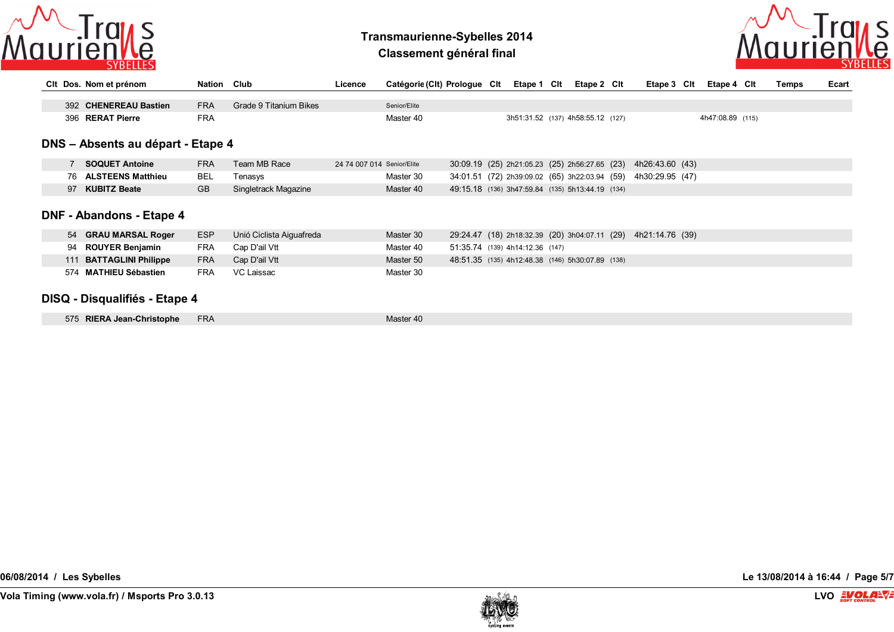| Clt | Dos. | Nom et prénom | Nation | Club | Licence | Catégorie (Clt) | Prologue | Clt | Etape 1 | Clt | Etape 2 | Clt | Etape 3 | Clt | Etape 4 | Clt | Temps | Ecart |
|---|---|---|---|---|---|---|---|---|---|---|---|---|---|---|---|---|---|---|
| | 392 | **CHENEREAU Bastien** | FRA | Grade 9 Titanium Bikes | | Senior/Elite | | | | | | | | | | | | |
| | 396 | **RERAT Pierre** | FRA | | | Master 40 | | | 3h51:31.52 | (137) | 4h58:55.12 | (127) | | | 4h47:08.89 | (115) | | |

## DNS – Absents au départ - Etape 4

| Clt | Dos. | Nom et prénom | Nation | Club | Licence | Catégorie (Clt) | Prologue | Clt | Etape 1 | Clt | Etape 2 | Clt | Etape 3 | Clt | Etape 4 | Clt | Temps | Ecart |
|---|---|---|---|---|---|---|---|---|---|---|---|---|---|---|---|---|---|---|
| | 7 | **SOQUET Antoine** | FRA | Team MB Race | 24 74 007 014 | Senior/Elite | 30:09.19 | (25) | 2h21:05.23 | (25) | 2h56:27.65 | (23) | 4h26:43.60 | (43) | | | | |
| | 76 | **ALSTEENS Matthieu** | BEL | Tenasys | | Master 30 | 34:01.51 | (72) | 2h39:09.02 | (65) | 3h22:03.94 | (59) | 4h30:29.95 | (47) | | | | |
| | 97 | **KUBITZ Beate** | GB | Singletrack Magazine | | Master 40 | 49:15.18 | (136) | 3h47:59.84 | (135) | 5h13:44.19 | (134) | | | | | | |

## DNF - Abandons - Etape 4

| Clt | Dos. | Nom et prénom | Nation | Club | Licence | Catégorie (Clt) | Prologue | Clt | Etape 1 | Clt | Etape 2 | Clt | Etape 3 | Clt | Etape 4 | Clt | Temps | Ecart |
|---|---|---|---|---|---|---|---|---|---|---|---|---|---|---|---|---|---|---|
| | 54 | **GRAU MARSAL Roger** | ESP | Unió Ciclista Aiguafreda | | Master 30 | 29:24.47 | (18) | 2h18:32.39 | (20) | 3h04:07.11 | (29) | 4h21:14.76 | (39) | | | | |
| | 94 | **ROUYER Benjamin** | FRA | Cap D'ail Vtt | | Master 40 | 51:35.74 | (139) | 4h14:12.36 | (147) | | | | | | | | |
| | 111 | **BATTAGLINI Philippe** | FRA | Cap D'ail Vtt | | Master 50 | 48:51.35 | (135) | 4h12:48.38 | (146) | 5h30:07.89 | (138) | | | | | | |
| | 574 | **MATHIEU Sébastien** | FRA | VC Laissac | | Master 30 | | | | | | | | | | | | |

## DISQ - Disqualifiés - Etape 4

| Clt | Dos. | Nom et prénom | Nation | Club | Licence | Catégorie (Clt) | Prologue | Clt | Etape 1 | Clt | Etape 2 | Clt | Etape 3 | Clt | Etape 4 | Clt | Temps | Ecart |
|---|---|---|---|---|---|---|---|---|---|---|---|---|---|---|---|---|---|---|
| | 575 | **RIERA Jean-Christophe** | FRA | | | Master 40 | | | | | | | | | | | | |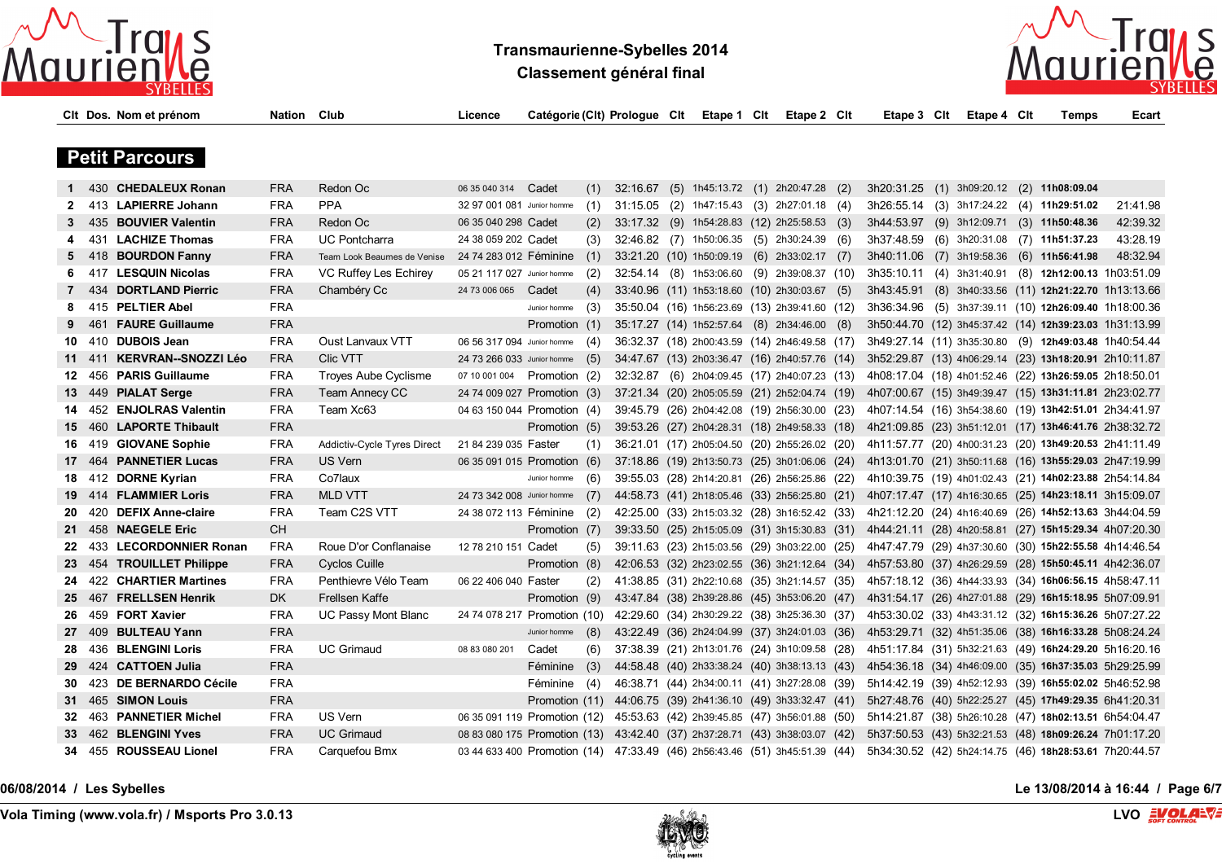# Transmaurienne-Sybelles 2014

## Classement général final

### Petit Parcours

| Clt | Dos. | Nom et prénom | Nation | Club | Licence | Catégorie | (Clt) | Prologue | Clt | Etape 1 | Clt | Etape 2 | Clt | Etape 3 | Clt | Etape 4 | Clt | Temps | Ecart |
|---|---|---|---|---|---|---|---|---|---|---|---|---|---|---|---|---|---|---|---|
| 1 | 430 | **CHEDALEUX Ronan** | FRA | Redon Oc | 06 35 040 314 | Cadet | (1) | 32:16.67 | (5) | 1h45:13.72 | (1) | 2h20:47.28 | (2) | 3h20:31.25 | (1) | 3h09:20.12 | (2) | **11h08:09.04** | |
| 2 | 413 | **LAPIERRE Johann** | FRA | PPA | 32 97 001 081 | Junior homme | (1) | 31:15.05 | (2) | 1h47:15.43 | (3) | 2h27:01.18 | (4) | 3h26:55.14 | (3) | 3h17:24.22 | (4) | **11h29:51.02** | 21:41.98 |
| 3 | 435 | **BOUVIER Valentin** | FRA | Redon Oc | 06 35 040 298 | Cadet | (2) | 33:17.32 | (9) | 1h54:28.83 | (12) | 2h25:58.53 | (3) | 3h44:53.97 | (9) | 3h12:09.71 | (3) | **11h50:48.36** | 42:39.32 |
| 4 | 431 | **LACHIZE Thomas** | FRA | UC Pontcharra | 24 38 059 202 | Cadet | (3) | 32:46.82 | (7) | 1h50:06.35 | (5) | 2h30:24.39 | (6) | 3h37:48.59 | (6) | 3h20:31.08 | (7) | **11h51:37.23** | 43:28.19 |
| 5 | 418 | **BOURDON Fanny** | FRA | Team Look Beaumes de Venise | 24 74 283 012 | Féminine | (1) | 33:21.20 | (10) | 1h50:09.19 | (6) | 2h33:02.17 | (7) | 3h40:11.06 | (7) | 3h19:58.36 | (6) | **11h56:41.98** | 48:32.94 |
| 6 | 417 | **LESQUIN Nicolas** | FRA | VC Ruffey Les Echirey | 05 21 117 027 | Junior homme | (2) | 32:54.14 | (8) | 1h53:06.60 | (9) | 2h39:08.37 | (10) | 3h35:10.11 | (4) | 3h31:40.91 | (8) | **12h12:00.13** | 1h03:51.09 |
| 7 | 434 | **DORTLAND Pierric** | FRA | Chambéry Cc | 24 73 006 065 | Cadet | (4) | 33:40.96 | (11) | 1h53:18.60 | (10) | 2h30:03.67 | (5) | 3h43:45.91 | (8) | 3h40:33.56 | (11) | **12h21:22.70** | 1h13:13.66 |
| 8 | 415 | **PELTIER Abel** | FRA | | | Junior homme | (3) | 35:50.04 | (16) | 1h56:23.69 | (13) | 2h39:41.60 | (12) | 3h36:34.96 | (5) | 3h37:39.11 | (10) | **12h26:09.40** | 1h18:00.36 |
| 9 | 461 | **FAURE Guillaume** | FRA | | | Promotion | (1) | 35:17.27 | (14) | 1h52:57.64 | (8) | 2h34:46.00 | (8) | 3h50:44.70 | (12) | 3h45:37.42 | (14) | **12h39:23.03** | 1h31:13.99 |
| 10 | 410 | **DUBOIS Jean** | FRA | Oust Lanvaux VTT | 06 56 317 094 | Junior homme | (4) | 36:32.37 | (18) | 2h00:43.59 | (14) | 2h46:49.58 | (17) | 3h49:27.14 | (11) | 3h35:30.80 | (9) | **12h49:03.48** | 1h40:54.44 |
| 11 | 411 | **KERVRAN--SNOZZI Léo** | FRA | Clic VTT | 24 73 266 033 | Junior homme | (5) | 34:47.67 | (13) | 2h03:36.47 | (16) | 2h40:57.76 | (14) | 3h52:29.87 | (13) | 4h06:29.14 | (23) | **13h18:20.91** | 2h10:11.87 |
| 12 | 456 | **PARIS Guillaume** | FRA | Troyes Aube Cyclisme | 07 10 001 004 | Promotion | (2) | 32:32.87 | (6) | 2h04:09.45 | (17) | 2h40:07.23 | (13) | 4h08:17.04 | (18) | 4h01:52.46 | (22) | **13h26:59.05** | 2h18:50.01 |
| 13 | 449 | **PIALAT Serge** | FRA | Team Annecy CC | 24 74 009 027 | Promotion | (3) | 37:21.34 | (20) | 2h05:05.59 | (21) | 2h52:04.74 | (19) | 4h07:00.67 | (15) | 3h49:39.47 | (15) | **13h31:11.81** | 2h23:02.77 |
| 14 | 452 | **ENJOLRAS Valentin** | FRA | Team Xc63 | 04 63 150 044 | Promotion | (4) | 39:45.79 | (26) | 2h04:42.08 | (19) | 2h56:30.00 | (23) | 4h07:14.54 | (16) | 3h54:38.60 | (19) | **13h42:51.01** | 2h34:41.97 |
| 15 | 460 | **LAPORTE Thibault** | FRA | | | Promotion | (5) | 39:53.26 | (27) | 2h04:28.31 | (18) | 2h49:58.33 | (18) | 4h21:09.85 | (23) | 3h51:12.01 | (17) | **13h46:41.76** | 2h38:32.72 |
| 16 | 419 | **GIOVANE Sophie** | FRA | Addictiv-Cycle Tyres Direct | 21 84 239 035 | Faster | (1) | 36:21.01 | (17) | 2h05:04.50 | (20) | 2h55:26.02 | (20) | 4h11:57.77 | (20) | 4h00:31.23 | (20) | **13h49:20.53** | 2h41:11.49 |
| 17 | 464 | **PANNETIER Lucas** | FRA | US Vern | 06 35 091 015 | Promotion | (6) | 37:18.86 | (19) | 2h13:50.73 | (25) | 3h01:06.06 | (24) | 4h13:01.70 | (21) | 3h50:11.68 | (16) | **13h55:29.03** | 2h47:19.99 |
| 18 | 412 | **DORNE Kyrian** | FRA | Co7laux | | Junior homme | (6) | 39:55.03 | (28) | 2h14:20.81 | (26) | 2h56:25.86 | (22) | 4h10:39.75 | (19) | 4h01:02.43 | (21) | **14h02:23.88** | 2h54:14.84 |
| 19 | 414 | **FLAMMIER Loris** | FRA | MLD VTT | 24 73 342 008 | Junior homme | (7) | 44:58.73 | (41) | 2h18:05.46 | (33) | 2h56:25.80 | (21) | 4h07:17.47 | (17) | 4h16:30.65 | (25) | **14h23:18.11** | 3h15:09.07 |
| 20 | 420 | **DEFIX Anne-claire** | FRA | Team C2S VTT | 24 38 072 113 | Féminine | (2) | 42:25.00 | (33) | 2h15:03.32 | (28) | 3h16:52.42 | (33) | 4h21:12.20 | (24) | 4h16:40.69 | (26) | **14h52:13.63** | 3h44:04.59 |
| 21 | 458 | **NAEGELE Eric** | CH | | | Promotion | (7) | 39:53.50 | (25) | 2h15:05.09 | (31) | 3h15:30.83 | (31) | 4h44:21.11 | (28) | 4h20:58.81 | (27) | **15h15:29.34** | 4h07:20.30 |
| 22 | 433 | **LECORDONNIER Ronan** | FRA | Roue D'or Conflanaise | 12 78 210 151 | Cadet | (5) | 39:11.63 | (23) | 2h15:03.56 | (29) | 3h03:22.00 | (25) | 4h47:47.79 | (29) | 4h37:30.60 | (30) | **15h22:55.58** | 4h14:46.54 |
| 23 | 454 | **TROUILLET Philippe** | FRA | Cyclos Cuille | | Promotion | (8) | 42:06.53 | (32) | 2h23:02.55 | (36) | 3h21:12.64 | (34) | 4h57:53.80 | (37) | 4h26:29.59 | (28) | **15h50:45.11** | 4h42:36.07 |
| 24 | 422 | **CHARTIER Martines** | FRA | Penthievre Vélo Team | 06 22 406 040 | Faster | (2) | 41:38.85 | (31) | 2h22:10.68 | (35) | 3h21:14.57 | (35) | 4h57:18.12 | (36) | 4h44:33.93 | (34) | **16h06:56.15** | 4h58:47.11 |
| 25 | 467 | **FRELLSEN Henrik** | DK | Frellsen Kaffe | | Promotion | (9) | 43:47.84 | (38) | 2h39:28.86 | (45) | 3h53:06.20 | (47) | 4h31:54.17 | (26) | 4h27:01.88 | (29) | **16h15:18.95** | 5h07:09.91 |
| 26 | 459 | **FORT Xavier** | FRA | UC Passy Mont Blanc | 24 74 078 217 | Promotion | (10) | 42:29.60 | (34) | 2h30:29.22 | (38) | 3h25:36.30 | (37) | 4h53:30.02 | (33) | 4h43:31.12 | (32) | **16h15:36.26** | 5h07:27.22 |
| 27 | 409 | **BULTEAU Yann** | FRA | | | Junior homme | (8) | 43:22.49 | (36) | 2h24:04.99 | (37) | 3h24:01.03 | (36) | 4h53:29.71 | (32) | 4h51:35.06 | (38) | **16h16:33.28** | 5h08:24.24 |
| 28 | 436 | **BLENGINI Loris** | FRA | UC Grimaud | 08 83 080 201 | Cadet | (6) | 37:38.39 | (21) | 2h13:01.76 | (24) | 3h10:09.58 | (28) | 4h51:17.84 | (31) | 5h32:21.63 | (49) | **16h24:29.20** | 5h16:20.16 |
| 29 | 424 | **CATTOEN Julia** | FRA | | | Féminine | (3) | 45:48.84 | (40) | 2h33:38.24 | (40) | 3h38:13.13 | (43) | 4h54:36.18 | (34) | 4h46:09.00 | (35) | **16h37:35.03** | 5h29:25.99 |
| 30 | 423 | **DE BERNARDO Cécile** | FRA | | | Féminine | (4) | 46:38.71 | (44) | 2h34:00.11 | (41) | 3h27:28.08 | (39) | 5h14:42.19 | (39) | 4h52:12.93 | (39) | **16h55:02.02** | 5h46:52.98 |
| 31 | 465 | **SIMON Louis** | FRA | | | Promotion | (11) | 44:06.75 | (39) | 2h41:36.10 | (49) | 3h33:32.47 | (41) | 5h27:48.76 | (40) | 5h22:25.27 | (45) | **17h49:29.35** | 6h41:20.31 |
| 32 | 463 | **PANNETIER Michel** | FRA | US Vern | 06 35 091 119 | Promotion | (12) | 45:53.63 | (42) | 2h39:45.85 | (47) | 3h56:01.88 | (50) | 5h14:21.87 | (38) | 5h26:10.28 | (47) | **18h02:13.51** | 6h54:04.47 |
| 33 | 462 | **BLENGINI Yves** | FRA | UC Grimaud | 08 83 080 175 | Promotion | (13) | 43:42.40 | (37) | 2h37:28.71 | (43) | 3h38:03.07 | (42) | 5h37:50.53 | (43) | 5h32:21.53 | (48) | **18h09:26.24** | 7h01:17.20 |
| 34 | 455 | **ROUSSEAU Lionel** | FRA | Carquefou Bmx | 03 44 633 400 | Promotion | (14) | 47:33.49 | (46) | 2h56:43.46 | (51) | 3h45:51.39 | (44) | 5h34:30.52 | (42) | 5h24:14.75 | (46) | **18h28:53.61** | 7h20:44.57 |

06/08/2014 / Les Sybelles

Le 13/08/2014 à 16:44

Vola Timing (www.vola.fr) / Msports Pro 3.0.13

LVO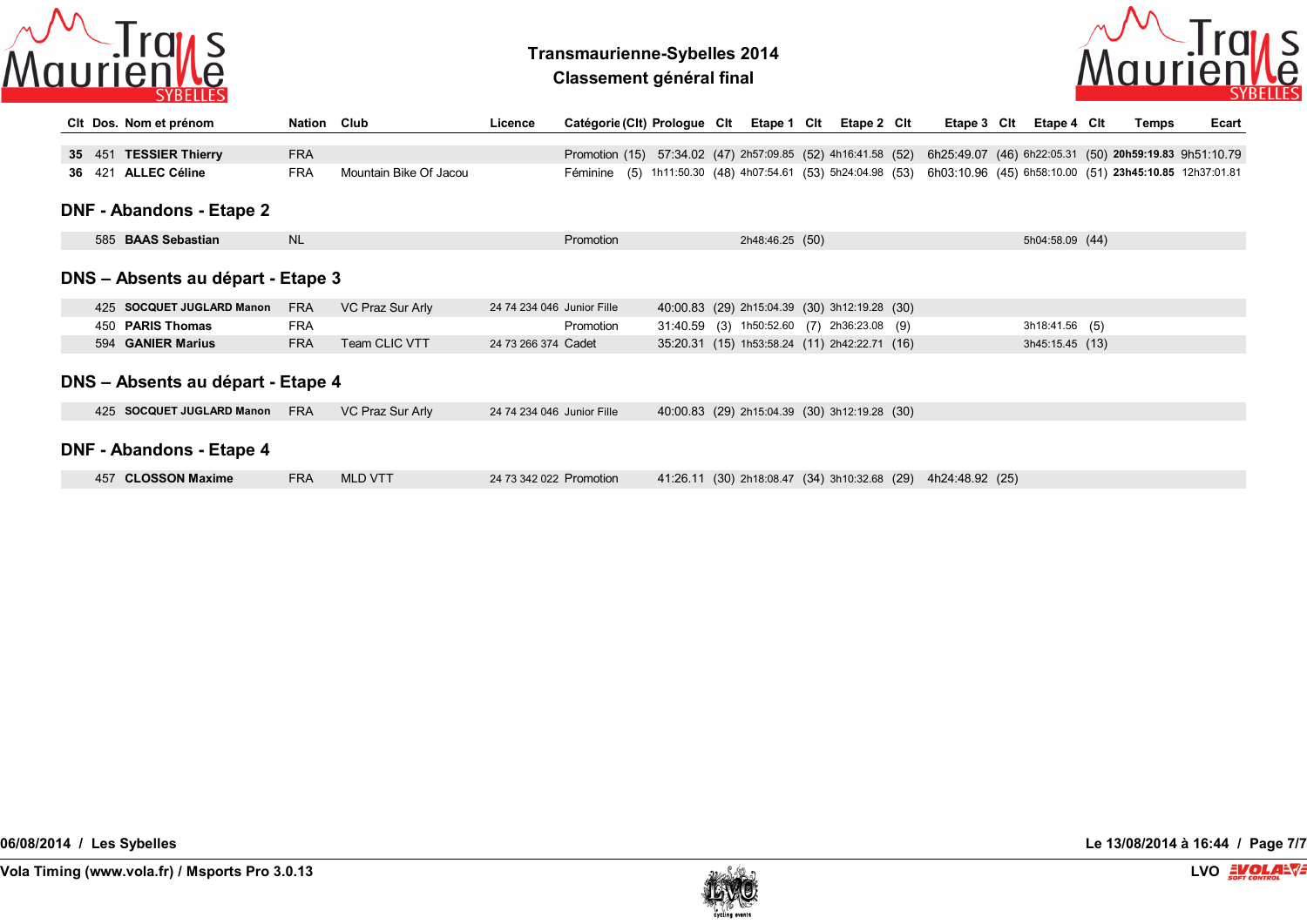# Transmaurienne-Sybelles 2014
## Classement général final

| Clt | Dos. | Nom et prénom | Nation | Club | Licence | Catégorie | (Clt) | Prologue | Clt | Etape 1 | Clt | Etape 2 | Clt | Etape 3 | Clt | Etape 4 | Clt | Temps | Ecart |
|---|---|---|---|---|---|---|---|---|---|---|---|---|---|---|---|---|---|---|---|
| 35 | 451 | **TESSIER Thierry** | FRA | | | Promotion | (15) | 57:34.02 | (47) | 2h57:09.85 | (52) | 4h16:41.58 | (52) | 6h25:49.07 | (46) | 6h22:05.31 | (50) | **20h59:19.83** | 9h51:10.79 |
| 36 | 421 | **ALLEC Céline** | FRA | Mountain Bike Of Jacou | | Féminine | (5) | 1h11:50.30 | (48) | 4h07:54.61 | (53) | 5h24:04.98 | (53) | 6h03:10.96 | (45) | 6h58:10.00 | (51) | **23h45:10.85** | 12h37:01.81 |

## DNF - Abandons - Etape 2

| Clt | Dos. | Nom et prénom | Nation | Club | Licence | Catégorie | (Clt) | Prologue | Clt | Etape 1 | Clt | Etape 2 | Clt | Etape 3 | Clt | Etape 4 | Clt | Temps | Ecart |
|---|---|---|---|---|---|---|---|---|---|---|---|---|---|---|---|---|---|---|---|
| | 585 | **BAAS Sebastian** | NL | | | Promotion | | | | 2h48:46.25 | (50) | | | | | 5h04:58.09 | (44) | | |

## DNS – Absents au départ - Etape 3

| Clt | Dos. | Nom et prénom | Nation | Club | Licence | Catégorie | (Clt) | Prologue | Clt | Etape 1 | Clt | Etape 2 | Clt | Etape 3 | Clt | Etape 4 | Clt | Temps | Ecart |
|---|---|---|---|---|---|---|---|---|---|---|---|---|---|---|---|---|---|---|---|
| | 425 | **SOCQUET JUGLARD Manon** | FRA | VC Praz Sur Arly | 24 74 234 046 | Junior Fille | | 40:00.83 | (29) | 2h15:04.39 | (30) | 3h12:19.28 | (30) | | | | | | |
| | 450 | **PARIS Thomas** | FRA | | | Promotion | | 31:40.59 | (3) | 1h50:52.60 | (7) | 2h36:23.08 | (9) | | | 3h18:41.56 | (5) | | |
| | 594 | **GANIER Marius** | FRA | Team CLIC VTT | 24 73 266 374 | Cadet | | 35:20.31 | (15) | 1h53:58.24 | (11) | 2h42:22.71 | (16) | | | 3h45:15.45 | (13) | | |

## DNS – Absents au départ - Etape 4

| Clt | Dos. | Nom et prénom | Nation | Club | Licence | Catégorie | (Clt) | Prologue | Clt | Etape 1 | Clt | Etape 2 | Clt | Etape 3 | Clt | Etape 4 | Clt | Temps | Ecart |
|---|---|---|---|---|---|---|---|---|---|---|---|---|---|---|---|---|---|---|---|
| | 425 | **SOCQUET JUGLARD Manon** | FRA | VC Praz Sur Arly | 24 74 234 046 | Junior Fille | | 40:00.83 | (29) | 2h15:04.39 | (30) | 3h12:19.28 | (30) | | | | | | |

## DNF - Abandons - Etape 4

| Clt | Dos. | Nom et prénom | Nation | Club | Licence | Catégorie | (Clt) | Prologue | Clt | Etape 1 | Clt | Etape 2 | Clt | Etape 3 | Clt | Etape 4 | Clt | Temps | Ecart |
|---|---|---|---|---|---|---|---|---|---|---|---|---|---|---|---|---|---|---|---|
| | 457 | **CLOSSON Maxime** | FRA | MLD VTT | 24 73 342 022 | Promotion | | 41:26.11 | (30) | 2h18:08.47 | (34) | 3h10:32.68 | (29) | 4h24:48.92 | (25) | | | | |

06/08/2014 / Les Sybelles

Le 13/08/2014 à 16:44

Vola Timing (www.vola.fr) / Msports Pro 3.0.13

LVO